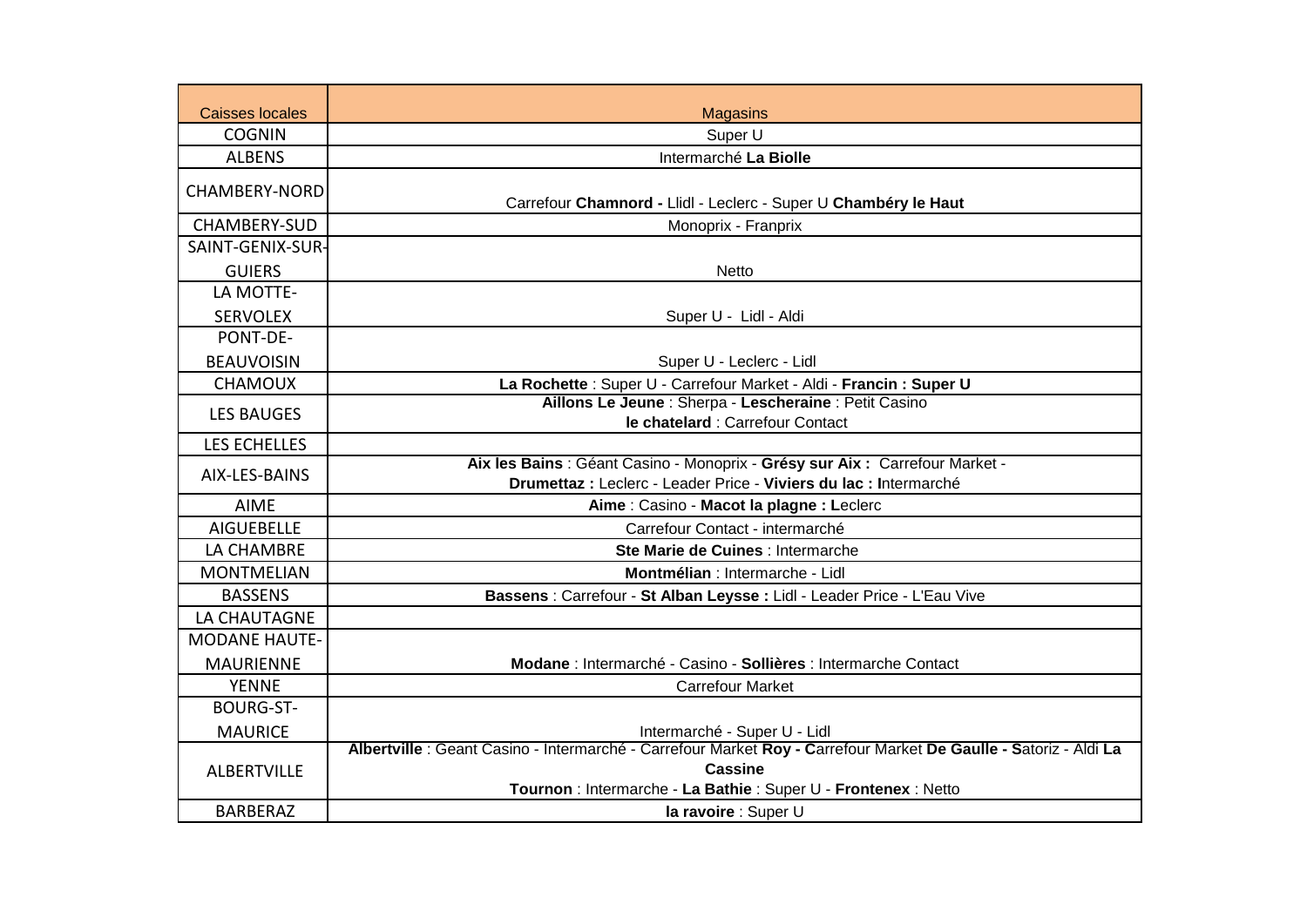| Caisses locales | Magasins |
| --- | --- |
| COGNIN | Super U |
| ALBENS | Intermarché **La Biolle** |
| CHAMBERY-NORD | Carrefour **Chamnord -** Llidl - Leclerc - Super U **Chambéry le Haut** |
| CHAMBERY-SUD | Monoprix - Franprix |
| SAINT-GENIX-SUR-GUIERS | Netto |
| LA MOTTE-SERVOLEX | Super U - Lidl - Aldi |
| PONT-DE-BEAUVOISIN | Super U - Leclerc - Lidl |
| CHAMOUX | **La Rochette** : Super U - Carrefour Market - Aldi - **Francin : Super U** |
| LES BAUGES | **Aillons Le Jeune** : Sherpa - **Lescheraine** : Petit Casino **le chatelard** : Carrefour Contact |
| LES ECHELLES | |
| AIX-LES-BAINS | **Aix les Bains** : Géant Casino - Monoprix - **Grésy sur Aix :** Carrefour Market - **Drumettaz :** Leclerc - Leader Price - **Viviers du lac : I**ntermarché |
| AIME | **Aime** : Casino - **Macot la plagne : L**eclerc |
| AIGUEBELLE | Carrefour Contact - intermarché |
| LA CHAMBRE | **Ste Marie de Cuines** : Intermarche |
| MONTMELIAN | **Montmélian** : Intermarche - Lidl |
| BASSENS | **Bassens** : Carrefour - **St Alban Leysse :** Lidl - Leader Price - L'Eau Vive |
| LA CHAUTAGNE | |
| MODANE HAUTE-MAURIENNE | **Modane** : Intermarché - Casino - **Sollières** : Intermarche Contact |
| YENNE | Carrefour Market |
| BOURG-ST-MAURICE | Intermarché - Super U - Lidl |
| ALBERTVILLE | **Albertville** : Geant Casino - Intermarché - Carrefour Market **Roy - C**arrefour Market **De Gaulle - S**atoriz - Aldi **La Cassine** **Tournon** : Intermarche - **La Bathie** : Super U - **Frontenex** : Netto |
| BARBERAZ | **la ravoire** : Super U |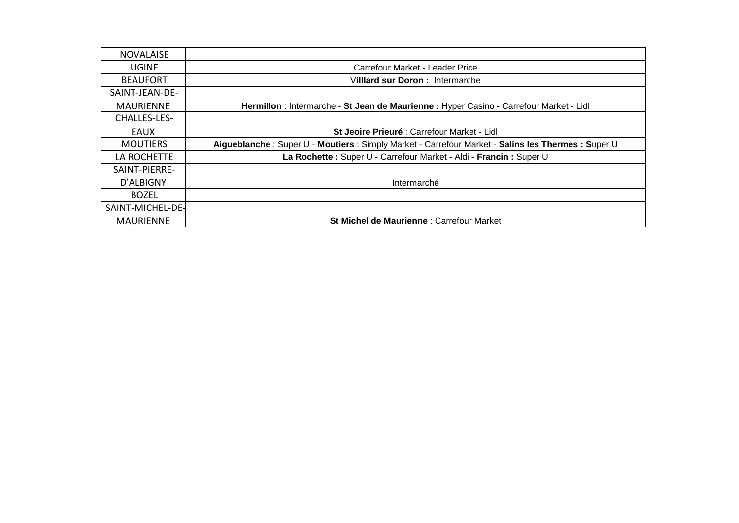| | |
|---|---|
| NOVALAISE | |
| UGINE | Carrefour Market - Leader Price |
| BEAUFORT | V**illard sur Doron :** Intermarche |
| SAINT-JEAN-DE-MAURIENNE | **Hermillon** : Intermarche - **St Jean de Maurienne : H**yper Casino - Carrefour Market - Lidl |
| CHALLES-LES-EAUX | **St Jeoire Prieuré** : Carrefour Market - Lidl |
| MOUTIERS | **Aigueblanche** : Super U - **Moutiers** : Simply Market - Carrefour Market - **Salins les Thermes : S**uper U |
| LA ROCHETTE | **La Rochette :** Super U - Carrefour Market - Aldi - **Francin :** Super U |
| SAINT-PIERRE-D'ALBIGNY | Intermarché |
| BOZEL | |
| SAINT-MICHEL-DE-MAURIENNE | **St Michel de Maurienne** : Carrefour Market |